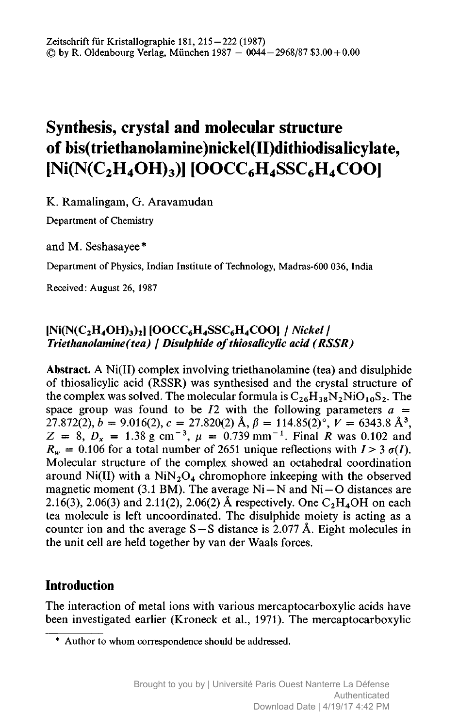# Synthesis, crystal and molecular structure of bis(triethanolamine)nickel(II)dithiodisalicylate, $[Ni(N(C_2H_4OH)_3)] [OOCC_6H_4SSC_6H_4COO]$

K. Ramalingam, G. Aravamudan

Department of Chemistry

and M. Seshasayee*

Department of Physics, Indian Institute of Technology, Madras-600 036, India

Received: August 26, 1987

## $[Ni(N(C_2H_4OH)_3)_2] [OOCC_6H_4SSC_6H_4COO]$ / *Nickel / Triethanolamine(tea) / Disulphide of thiosalicylic acid (RSSR)*

**Abstract.** A Ni(II) complex involving triethanolamine (tea) and disulphide of thiosalicylic acid (RSSR) was synthesised and the crystal structure of the complex was solved. The molecular formula is $C_{26}H_{38}N_2NiO_{10}S_2$. The space group was found to be $I2$ with the following parameters $a$ = 27.872(2), $b$ = 9.016(2), $c$ = 27.820(2) Å, $\beta$ = 114.85(2)°, $V$ = 6343.8 Å$^3$, $Z$ = 8, $D_x$ = 1.38 g cm$^{-3}$, $\mu$ = 0.739 mm$^{-1}$. Final $R$ was 0.102 and $R_w$ = 0.106 for a total number of 2651 unique reflections with $I > 3\,\sigma(I)$. Molecular structure of the complex showed an octahedral coordination around Ni(II) with a $NiN_2O_4$ chromophore inkeeping with the observed magnetic moment (3.1 BM). The average Ni–N and Ni–O distances are 2.16(3), 2.06(3) and 2.11(2), 2.06(2) Å respectively. One $C_2H_4OH$ on each tea molecule is left uncoordinated. The disulphide moiety is acting as a counter ion and the average S–S distance is 2.077 Å. Eight molecules in the unit cell are held together by van der Waals forces.

## Introduction

The interaction of metal ions with various mercaptocarboxylic acids have been investigated earlier (Kroneck et al., 1971). The mercaptocarboxylic

---

\* Author to whom correspondence should be addressed.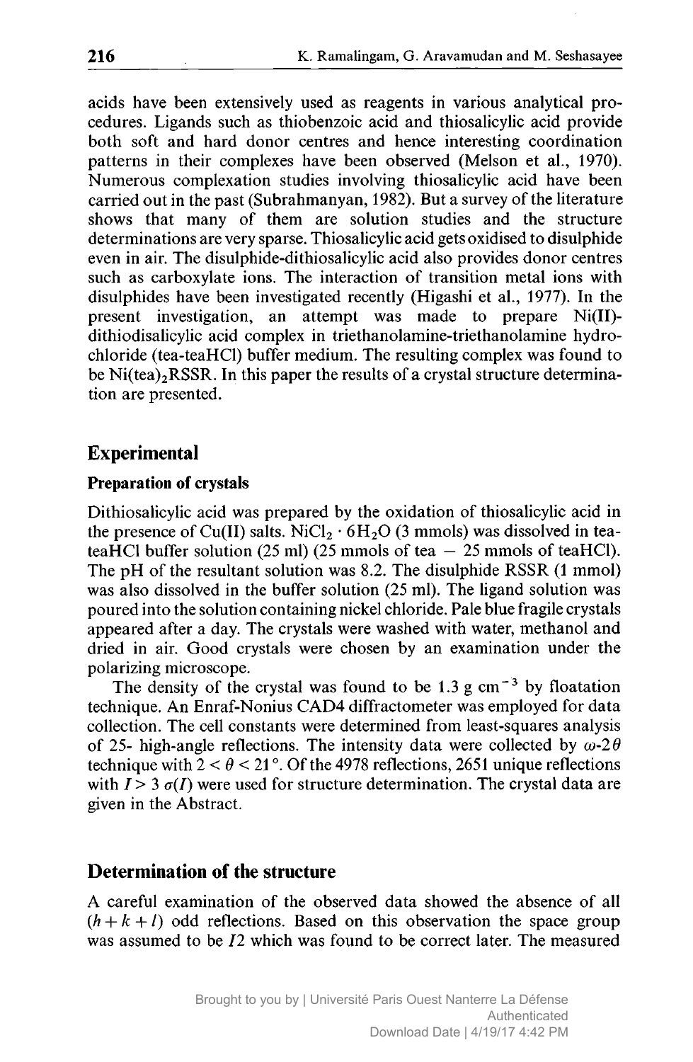acids have been extensively used as reagents in various analytical procedures. Ligands such as thiobenzoic acid and thiosalicylic acid provide both soft and hard donor centres and hence interesting coordination patterns in their complexes have been observed (Melson et al., 1970). Numerous complexation studies involving thiosalicylic acid have been carried out in the past (Subrahmanyan, 1982). But a survey of the literature shows that many of them are solution studies and the structure determinations are very sparse. Thiosalicylic acid gets oxidised to disulphide even in air. The disulphide-dithiosalicylic acid also provides donor centres such as carboxylate ions. The interaction of transition metal ions with disulphides have been investigated recently (Higashi et al., 1977). In the present investigation, an attempt was made to prepare Ni(II)-dithiodisalicylic acid complex in triethanolamine-triethanolamine hydrochloride (tea-teaHCl) buffer medium. The resulting complex was found to be $Ni(tea)_2RSSR$. In this paper the results of a crystal structure determination are presented.

## Experimental

### Preparation of crystals

Dithiosalicylic acid was prepared by the oxidation of thiosalicylic acid in the presence of Cu(II) salts. $NiCl_2 \cdot 6H_2O$ (3 mmols) was dissolved in tea-teaHCl buffer solution (25 ml) (25 mmols of tea − 25 mmols of teaHCl). The pH of the resultant solution was 8.2. The disulphide RSSR (1 mmol) was also dissolved in the buffer solution (25 ml). The ligand solution was poured into the solution containing nickel chloride. Pale blue fragile crystals appeared after a day. The crystals were washed with water, methanol and dried in air. Good crystals were chosen by an examination under the polarizing microscope.

The density of the crystal was found to be 1.3 g cm$^{-3}$ by floatation technique. An Enraf-Nonius CAD4 diffractometer was employed for data collection. The cell constants were determined from least-squares analysis of 25- high-angle reflections. The intensity data were collected by $\omega$-$2\theta$ technique with $2 < \theta < 21°$. Of the 4978 reflections, 2651 unique reflections with $I > 3\,\sigma(I)$ were used for structure determination. The crystal data are given in the Abstract.

## Determination of the structure

A careful examination of the observed data showed the absence of all $(h + k + l)$ odd reflections. Based on this observation the space group was assumed to be $I2$ which was found to be correct later. The measured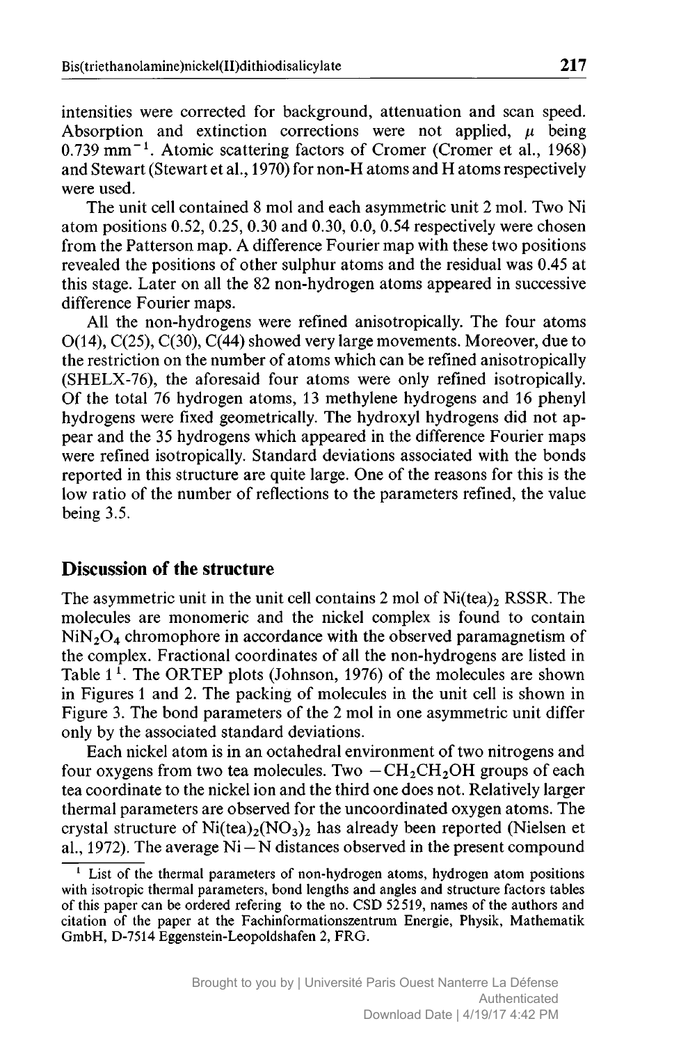intensities were corrected for background, attenuation and scan speed. Absorption and extinction corrections were not applied, $\mu$ being $0.739\ \mathrm{mm}^{-1}$. Atomic scattering factors of Cromer (Cromer et al., 1968) and Stewart (Stewart et al., 1970) for non-H atoms and H atoms respectively were used.

The unit cell contained 8 mol and each asymmetric unit 2 mol. Two Ni atom positions 0.52, 0.25, 0.30 and 0.30, 0.0, 0.54 respectively were chosen from the Patterson map. A difference Fourier map with these two positions revealed the positions of other sulphur atoms and the residual was 0.45 at this stage. Later on all the 82 non-hydrogen atoms appeared in successive difference Fourier maps.

All the non-hydrogens were refined anisotropically. The four atoms O(14), C(25), C(30), C(44) showed very large movements. Moreover, due to the restriction on the number of atoms which can be refined anisotropically (SHELX-76), the aforesaid four atoms were only refined isotropically. Of the total 76 hydrogen atoms, 13 methylene hydrogens and 16 phenyl hydrogens were fixed geometrically. The hydroxyl hydrogens did not appear and the 35 hydrogens which appeared in the difference Fourier maps were refined isotropically. Standard deviations associated with the bonds reported in this structure are quite large. One of the reasons for this is the low ratio of the number of reflections to the parameters refined, the value being 3.5.

## Discussion of the structure

The asymmetric unit in the unit cell contains 2 mol of $Ni(tea)_2$ RSSR. The molecules are monomeric and the nickel complex is found to contain $NiN_2O_4$ chromophore in accordance with the observed paramagnetism of the complex. Fractional coordinates of all the non-hydrogens are listed in Table 1[1]. The ORTEP plots (Johnson, 1976) of the molecules are shown in Figures 1 and 2. The packing of molecules in the unit cell is shown in Figure 3. The bond parameters of the 2 mol in one asymmetric unit differ only by the associated standard deviations.

Each nickel atom is in an octahedral environment of two nitrogens and four oxygens from two tea molecules. Two $-CH_2CH_2OH$ groups of each tea coordinate to the nickel ion and the third one does not. Relatively larger thermal parameters are observed for the uncoordinated oxygen atoms. The crystal structure of $Ni(tea)_2(NO_3)_2$ has already been reported (Nielsen et al., 1972). The average Ni – N distances observed in the present compound

[1] List of the thermal parameters of non-hydrogen atoms, hydrogen atom positions with isotropic thermal parameters, bond lengths and angles and structure factors tables of this paper can be ordered refering to the no. CSD 52519, names of the authors and citation of the paper at the Fachinformationszentrum Energie, Physik, Mathematik GmbH, D-7514 Eggenstein-Leopoldshafen 2, FRG.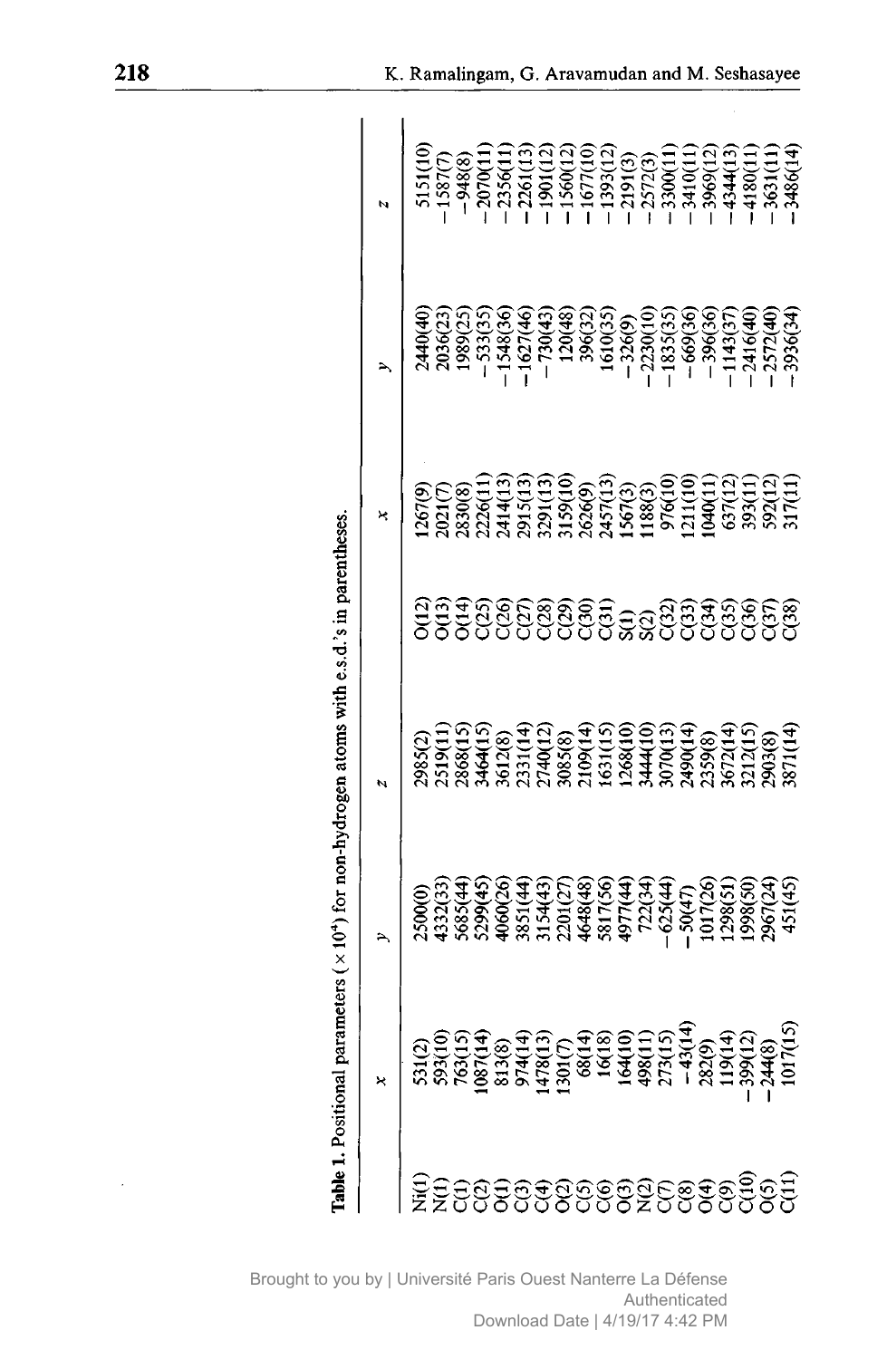**Table 1.** Positional parameters ($\times 10^4$) for non-hydrogen atoms with e.s.d.'s in parentheses.

| | x | y | z | | x | y | z |
|---|---|---|---|---|---|---|---|
| Ni(1) | 531(2) | 2500(0) | 2985(2) | O(12) | 1267(9) | 2440(40) | 5151(10) |
| N(1) | 593(10) | 4332(33) | 2519(11) | O(13) | 2021(7) | 2036(23) | −1587(7) |
| C(1) | 763(15) | 5685(44) | 2868(15) | O(14) | 2830(8) | 1989(25) | −948(8) |
| C(2) | 1087(14) | 5299(45) | 3464(15) | C(25) | 2226(11) | −533(35) | −2070(11) |
| O(1) | 813(8) | 4060(26) | 3612(8) | C(26) | 2414(13) | −1548(36) | −2356(11) |
| C(3) | 974(14) | 3851(44) | 2331(14) | C(27) | 2915(13) | −1627(46) | −2261(13) |
| C(4) | 1478(13) | 3154(43) | 2740(12) | C(28) | 3291(13) | −730(43) | −1901(12) |
| O(2) | 1301(7) | 2201(27) | 3085(8) | C(29) | 3159(10) | 120(48) | −1560(12) |
| C(5) | 68(14) | 4648(48) | 2109(14) | C(30) | 2626(9) | 396(32) | −1677(10) |
| C(6) | 16(18) | 5817(56) | 1631(15) | C(31) | 2457(13) | 1610(35) | −1393(12) |
| O(3) | 164(10) | 4977(44) | 1268(10) | S(1) | 1567(3) | −326(9) | −2191(3) |
| N(2) | 498(11) | 722(34) | 3444(10) | S(2) | 1188(3) | −2230(10) | −2572(3) |
| C(7) | 273(15) | −625(44) | 3070(13) | C(32) | 976(10) | −1835(35) | −3300(11) |
| C(8) | −43(14) | −50(47) | 2490(14) | C(33) | 1211(10) | −669(36) | −3410(11) |
| O(4) | 282(9) | 1017(26) | 2359(8) | C(34) | 1040(11) | −396(36) | −3969(12) |
| C(9) | 119(14) | 1298(51) | 3672(14) | C(35) | 637(12) | −1143(37) | −4344(13) |
| C(10) | −399(12) | 1998(50) | 3212(15) | C(36) | 393(11) | −2416(40) | −4180(11) |
| O(5) | −244(8) | 2967(24) | 2903(8) | C(37) | 592(12) | −2572(40) | −3631(11) |
| C(11) | 1017(15) | 451(45) | 3871(14) | C(38) | 317(11) | −3936(34) | −3486(14) |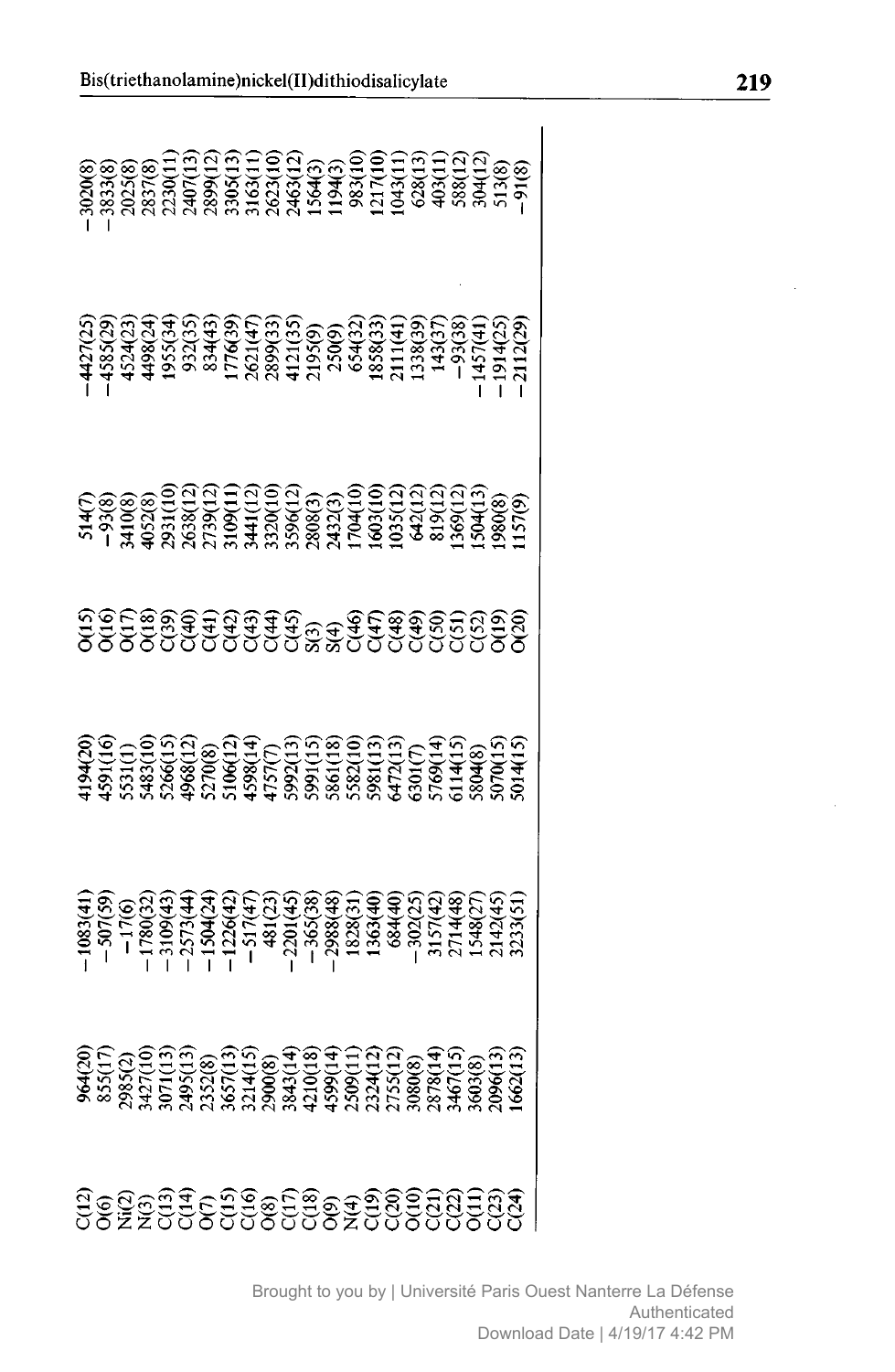| | | | |
|---|---|---|---|
| C(12) | 964(20) | −1083(41) | 4194(20) |
| O(6) | 855(17) | −507(59) | 4591(16) |
| Ni(2) | 2985(2) | −17(6) | 5531(1) |
| N(3) | 3427(10) | −1780(32) | 5483(10) |
| C(13) | 3071(13) | −3109(43) | 5266(15) |
| C(14) | 2495(13) | −2573(44) | 4968(12) |
| O(7) | 2352(8) | −1504(24) | 5270(8) |
| C(15) | 3657(13) | −1226(42) | 5106(12) |
| C(16) | 3214(15) | −517(47) | 4598(14) |
| O(8) | 2900(8) | 481(23) | 4757(7) |
| C(17) | 3843(14) | −2201(45) | 5992(13) |
| C(18) | 4210(18) | −365(38) | 5991(15) |
| O(9) | 4599(14) | −2988(48) | 5861(18) |
| N(4) | 2509(11) | 1828(31) | 5582(10) |
| C(19) | 2324(12) | 1363(40) | 5981(13) |
| C(20) | 2755(12) | 684(40) | 6472(13) |
| O(10) | 3080(8) | −302(25) | 6301(7) |
| C(21) | 2878(14) | 3157(42) | 5769(14) |
| C(22) | 3467(15) | 2714(48) | 6114(15) |
| O(11) | 3603(8) | 1548(27) | 5804(8) |
| C(23) | 2096(13) | 2142(45) | 5070(15) |
| C(24) | 1662(13) | 3233(51) | 5014(15) |
| O(15) | 514(7) | −4427(25) | −3020(8) |
| O(16) | −93(8) | −4585(29) | −3833(8) |
| O(17) | 3410(8) | 4524(23) | 2025(8) |
| O(18) | 4052(8) | 4498(24) | 2837(8) |
| C(39) | 2931(10) | 1955(34) | 2230(11) |
| C(40) | 2638(12) | 932(35) | 2407(13) |
| C(41) | 2739(12) | 834(43) | 2899(12) |
| C(42) | 3109(11) | 1776(39) | 3305(13) |
| C(43) | 3441(12) | 2621(47) | 3163(11) |
| C(44) | 3320(10) | 2899(33) | 2623(10) |
| C(45) | 3596(12) | 4121(35) | 2463(12) |
| S(3) | 2808(3) | 2195(9) | 1564(3) |
| S(4) | 2432(3) | 250(9) | 1194(3) |
| C(46) | 1704(10) | 654(32) | 983(10) |
| C(47) | 1603(10) | 1858(33) | 1217(10) |
| C(48) | 1035(12) | 2111(41) | 1043(11) |
| C(49) | 642(12) | 1338(39) | 628(13) |
| C(50) | 819(12) | 143(37) | 403(11) |
| C(51) | 1369(12) | −93(38) | 588(12) |
| C(52) | 1504(13) | −1457(41) | 304(12) |
| O(19) | 1980(8) | −1914(25) | 513(8) |
| O(20) | 1157(9) | −2112(29) | −91(8) |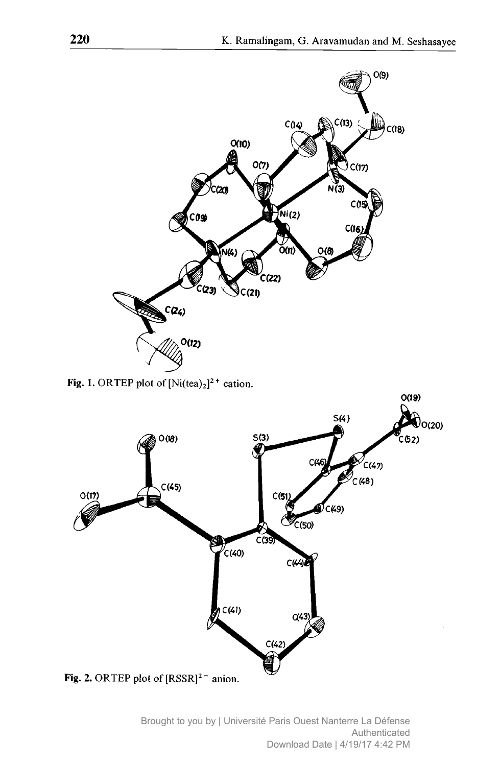Fig. 1. ORTEP plot of $[Ni(tea)_2]^{2+}$ cation.

Fig. 2. ORTEP plot of $[RSSR]^{2-}$ anion.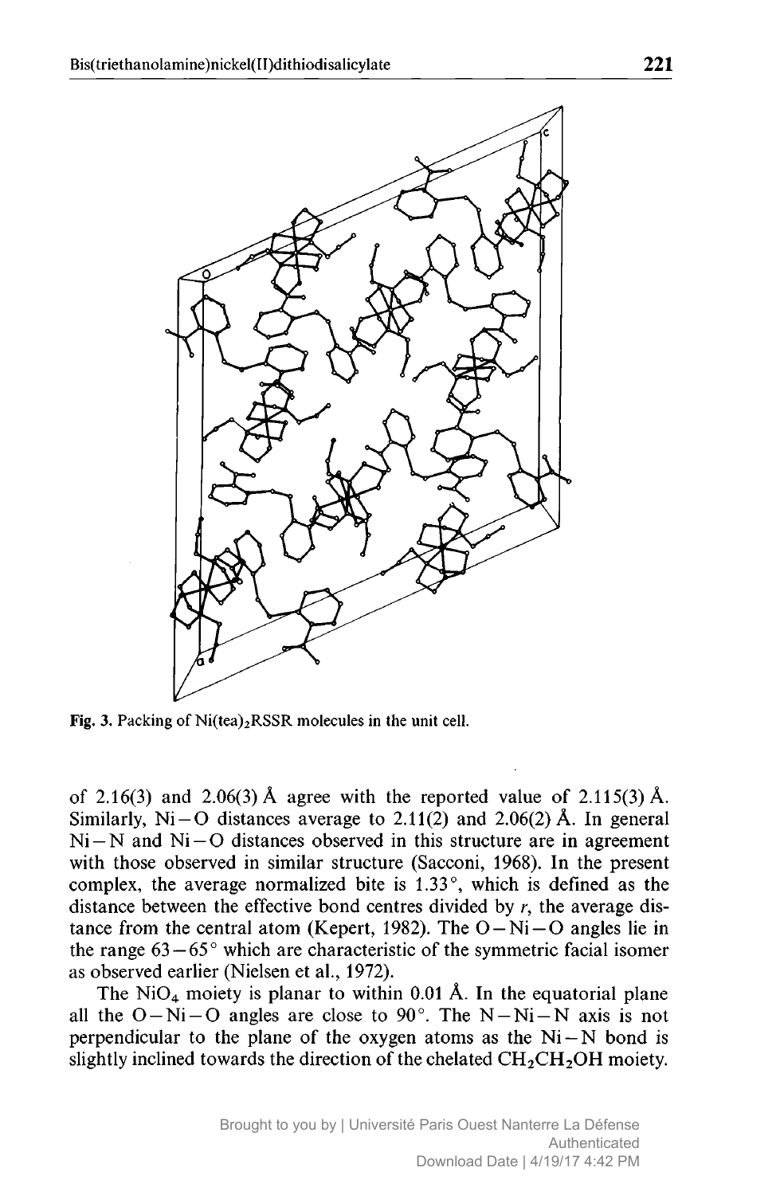Fig. 3. Packing of $Ni(tea)_2RSSR$ molecules in the unit cell.

of 2.16(3) and 2.06(3) Å agree with the reported value of 2.115(3) Å. Similarly, Ni–O distances average to 2.11(2) and 2.06(2) Å. In general Ni–N and Ni–O distances observed in this structure are in agreement with those observed in similar structure (Sacconi, 1968). In the present complex, the average normalized bite is 1.33°, which is defined as the distance between the effective bond centres divided by $r$, the average distance from the central atom (Kepert, 1982). The O–Ni–O angles lie in the range 63–65° which are characteristic of the symmetric facial isomer as observed earlier (Nielsen et al., 1972).

The $NiO_4$ moiety is planar to within 0.01 Å. In the equatorial plane all the O–Ni–O angles are close to 90°. The N–Ni–N axis is not perpendicular to the plane of the oxygen atoms as the Ni–N bond is slightly inclined towards the direction of the chelated $CH_2CH_2OH$ moiety.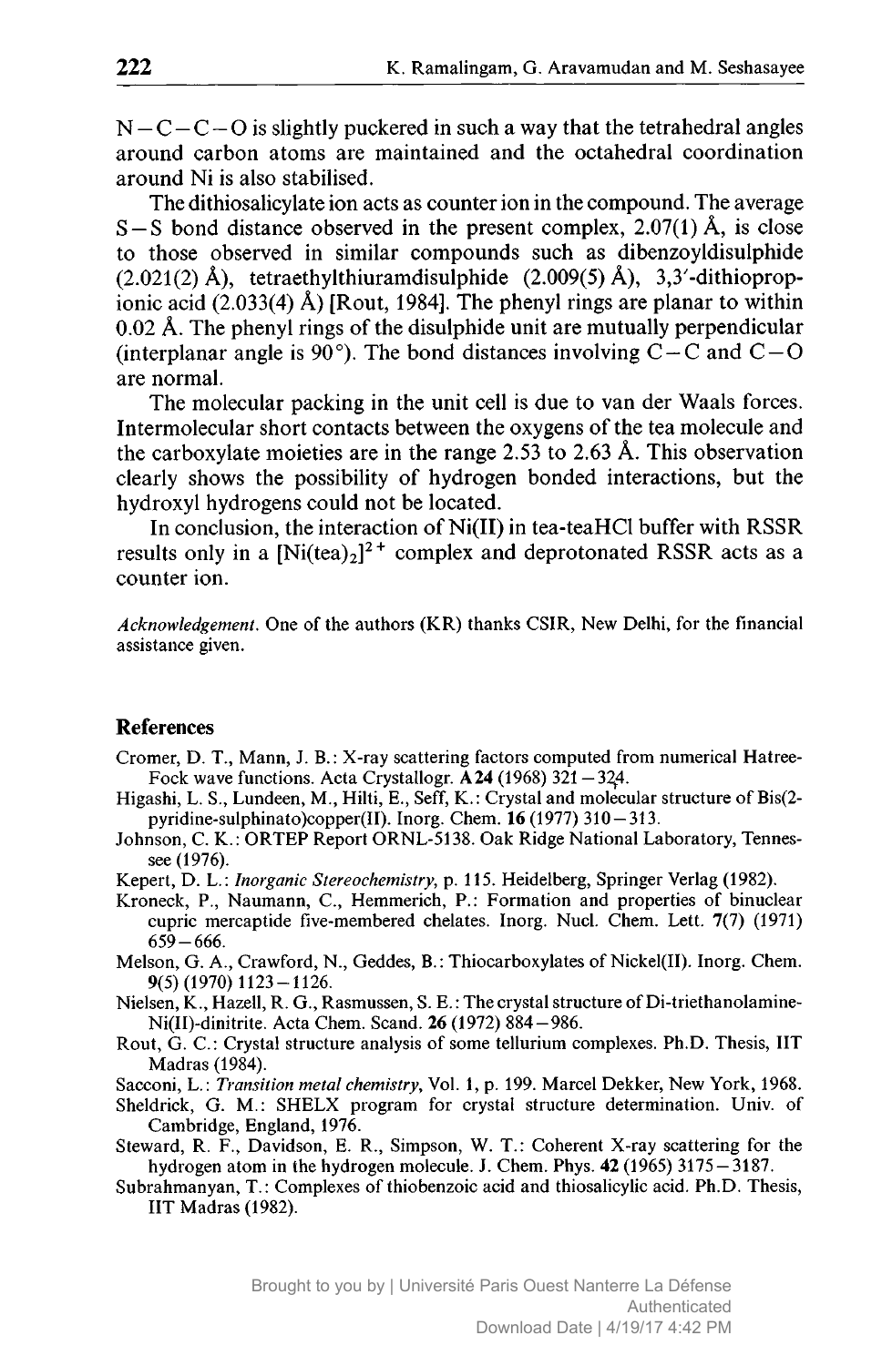N − C − C − O is slightly puckered in such a way that the tetrahedral angles around carbon atoms are maintained and the octahedral coordination around Ni is also stabilised.

The dithiosalicylate ion acts as counter ion in the compound. The average S − S bond distance observed in the present complex, 2.07(1) Å, is close to those observed in similar compounds such as dibenzoyldisulphide (2.021(2) Å), tetraethylthiuramdisulphide (2.009(5) Å), 3,3′-dithiopropionic acid (2.033(4) Å) [Rout, 1984]. The phenyl rings are planar to within 0.02 Å. The phenyl rings of the disulphide unit are mutually perpendicular (interplanar angle is 90°). The bond distances involving C − C and C − O are normal.

The molecular packing in the unit cell is due to van der Waals forces. Intermolecular short contacts between the oxygens of the tea molecule and the carboxylate moieties are in the range 2.53 to 2.63 Å. This observation clearly shows the possibility of hydrogen bonded interactions, but the hydroxyl hydrogens could not be located.

In conclusion, the interaction of Ni(II) in tea-teaHCl buffer with RSSR results only in a $[Ni(tea)_2]^{2+}$ complex and deprotonated RSSR acts as a counter ion.

*Acknowledgement.* One of the authors (KR) thanks CSIR, New Delhi, for the financial assistance given.

## References

Cromer, D. T., Mann, J. B.: X-ray scattering factors computed from numerical Hatree-Fock wave functions. Acta Crystallogr. **A24** (1968) 321 − 324.

Higashi, L. S., Lundeen, M., Hilti, E., Seff, K.: Crystal and molecular structure of Bis(2-pyridine-sulphinato)copper(II). Inorg. Chem. **16** (1977) 310 − 313.

Johnson, C. K.: ORTEP Report ORNL-5138. Oak Ridge National Laboratory, Tennessee (1976).

Kepert, D. L.: *Inorganic Stereochemistry*, p. 115. Heidelberg, Springer Verlag (1982).

Kroneck, P., Naumann, C., Hemmerich, P.: Formation and properties of binuclear cupric mercaptide five-membered chelates. Inorg. Nucl. Chem. Lett. **7**(7) (1971) 659 − 666.

Melson, G. A., Crawford, N., Geddes, B.: Thiocarboxylates of Nickel(II). Inorg. Chem. **9**(5) (1970) 1123 − 1126.

Nielsen, K., Hazell, R. G., Rasmussen, S. E.: The crystal structure of Di-triethanolamine-Ni(II)-dinitrite. Acta Chem. Scand. **26** (1972) 884 − 986.

Rout, G. C.: Crystal structure analysis of some tellurium complexes. Ph.D. Thesis, IIT Madras (1984).

Sacconi, L.: *Transition metal chemistry*, Vol. 1, p. 199. Marcel Dekker, New York, 1968.

Sheldrick, G. M.: SHELX program for crystal structure determination. Univ. of Cambridge, England, 1976.

Steward, R. F., Davidson, E. R., Simpson, W. T.: Coherent X-ray scattering for the hydrogen atom in the hydrogen molecule. J. Chem. Phys. **42** (1965) 3175 − 3187.

Subrahmanyan, T.: Complexes of thiobenzoic acid and thiosalicylic acid. Ph.D. Thesis, IIT Madras (1982).